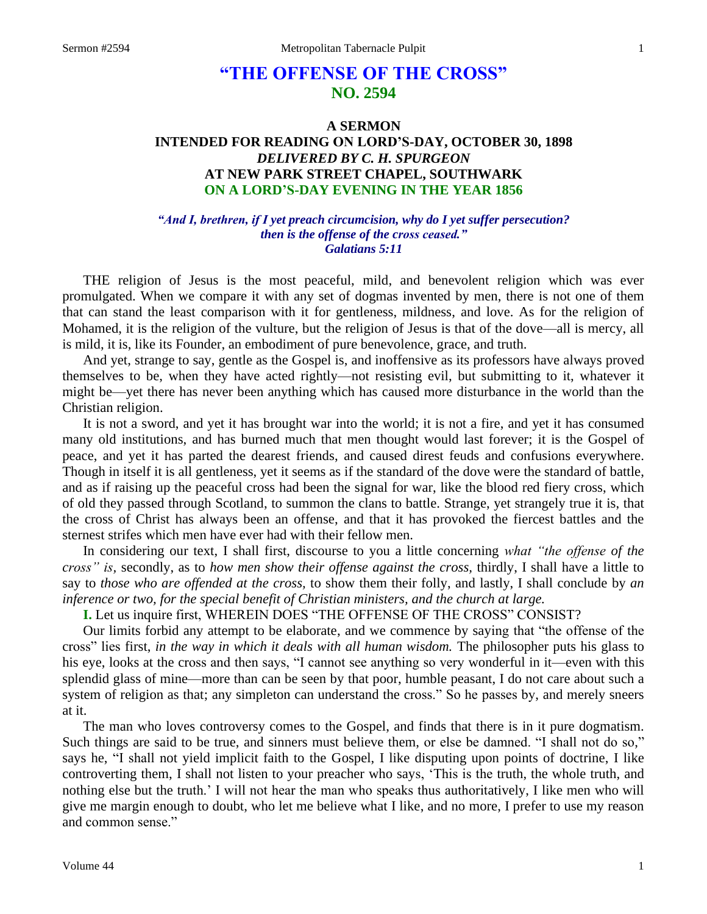# "THE OFFENSE OF THE CROSS"
## NO. 2594

### A SERMON
### INTENDED FOR READING ON LORD'S-DAY, OCTOBER 30, 1898
### *DELIVERED BY C. H. SPURGEON*
### AT NEW PARK STREET CHAPEL, SOUTHWARK
### ON A LORD'S-DAY EVENING IN THE YEAR 1856

*"And I, brethren, if I yet preach circumcision, why do I yet suffer persecution? then is the offense of the cross ceased."*
*Galatians 5:11*

THE religion of Jesus is the most peaceful, mild, and benevolent religion which was ever promulgated. When we compare it with any set of dogmas invented by men, there is not one of them that can stand the least comparison with it for gentleness, mildness, and love. As for the religion of Mohamed, it is the religion of the vulture, but the religion of Jesus is that of the dove—all is mercy, all is mild, it is, like its Founder, an embodiment of pure benevolence, grace, and truth.

And yet, strange to say, gentle as the Gospel is, and inoffensive as its professors have always proved themselves to be, when they have acted rightly—not resisting evil, but submitting to it, whatever it might be—yet there has never been anything which has caused more disturbance in the world than the Christian religion.

It is not a sword, and yet it has brought war into the world; it is not a fire, and yet it has consumed many old institutions, and has burned much that men thought would last forever; it is the Gospel of peace, and yet it has parted the dearest friends, and caused direst feuds and confusions everywhere. Though in itself it is all gentleness, yet it seems as if the standard of the dove were the standard of battle, and as if raising up the peaceful cross had been the signal for war, like the blood red fiery cross, which of old they passed through Scotland, to summon the clans to battle. Strange, yet strangely true it is, that the cross of Christ has always been an offense, and that it has provoked the fiercest battles and the sternest strifes which men have ever had with their fellow men.

In considering our text, I shall first, discourse to you a little concerning *what "the offense of the cross" is,* secondly, as to *how men show their offense against the cross,* thirdly, I shall have a little to say to *those who are offended at the cross,* to show them their folly, and lastly, I shall conclude by *an inference or two, for the special benefit of Christian ministers, and the church at large.*

**I.** Let us inquire first, WHEREIN DOES "THE OFFENSE OF THE CROSS" CONSIST?

Our limits forbid any attempt to be elaborate, and we commence by saying that "the offense of the cross" lies first, *in the way in which it deals with all human wisdom.* The philosopher puts his glass to his eye, looks at the cross and then says, "I cannot see anything so very wonderful in it—even with this splendid glass of mine—more than can be seen by that poor, humble peasant, I do not care about such a system of religion as that; any simpleton can understand the cross." So he passes by, and merely sneers at it.

The man who loves controversy comes to the Gospel, and finds that there is in it pure dogmatism. Such things are said to be true, and sinners must believe them, or else be damned. "I shall not do so," says he, "I shall not yield implicit faith to the Gospel, I like disputing upon points of doctrine, I like controverting them, I shall not listen to your preacher who says, 'This is the truth, the whole truth, and nothing else but the truth.' I will not hear the man who speaks thus authoritatively, I like men who will give me margin enough to doubt, who let me believe what I like, and no more, I prefer to use my reason and common sense."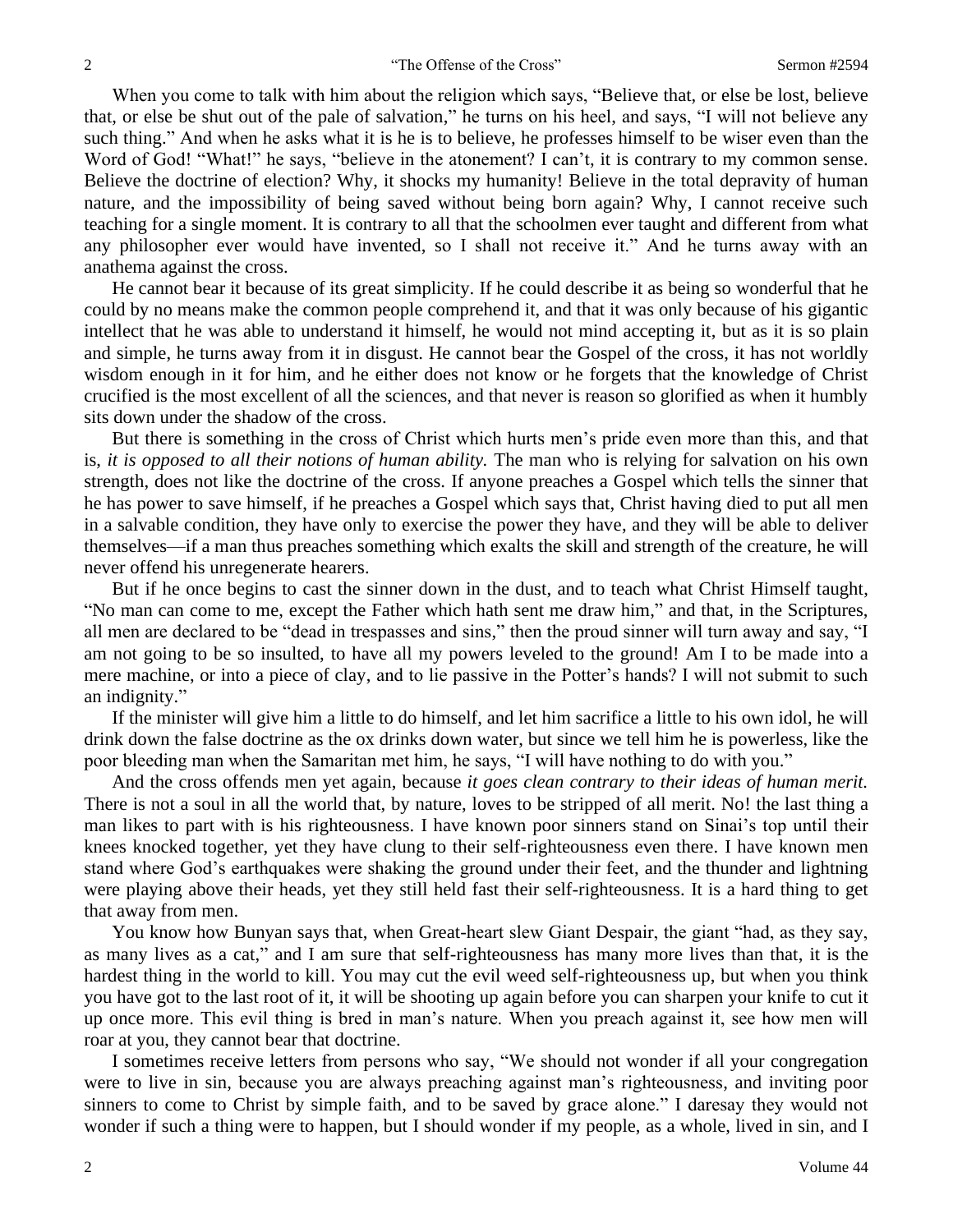When you come to talk with him about the religion which says, "Believe that, or else be lost, believe that, or else be shut out of the pale of salvation," he turns on his heel, and says, "I will not believe any such thing." And when he asks what it is he is to believe, he professes himself to be wiser even than the Word of God! "What!" he says, "believe in the atonement? I can't, it is contrary to my common sense. Believe the doctrine of election? Why, it shocks my humanity! Believe in the total depravity of human nature, and the impossibility of being saved without being born again? Why, I cannot receive such teaching for a single moment. It is contrary to all that the schoolmen ever taught and different from what any philosopher ever would have invented, so I shall not receive it." And he turns away with an anathema against the cross.

He cannot bear it because of its great simplicity. If he could describe it as being so wonderful that he could by no means make the common people comprehend it, and that it was only because of his gigantic intellect that he was able to understand it himself, he would not mind accepting it, but as it is so plain and simple, he turns away from it in disgust. He cannot bear the Gospel of the cross, it has not worldly wisdom enough in it for him, and he either does not know or he forgets that the knowledge of Christ crucified is the most excellent of all the sciences, and that never is reason so glorified as when it humbly sits down under the shadow of the cross.

But there is something in the cross of Christ which hurts men's pride even more than this, and that is, *it is opposed to all their notions of human ability.* The man who is relying for salvation on his own strength, does not like the doctrine of the cross. If anyone preaches a Gospel which tells the sinner that he has power to save himself, if he preaches a Gospel which says that, Christ having died to put all men in a salvable condition, they have only to exercise the power they have, and they will be able to deliver themselves—if a man thus preaches something which exalts the skill and strength of the creature, he will never offend his unregenerate hearers.

But if he once begins to cast the sinner down in the dust, and to teach what Christ Himself taught, "No man can come to me, except the Father which hath sent me draw him," and that, in the Scriptures, all men are declared to be "dead in trespasses and sins," then the proud sinner will turn away and say, "I am not going to be so insulted, to have all my powers leveled to the ground! Am I to be made into a mere machine, or into a piece of clay, and to lie passive in the Potter's hands? I will not submit to such an indignity."

If the minister will give him a little to do himself, and let him sacrifice a little to his own idol, he will drink down the false doctrine as the ox drinks down water, but since we tell him he is powerless, like the poor bleeding man when the Samaritan met him, he says, "I will have nothing to do with you."

And the cross offends men yet again, because *it goes clean contrary to their ideas of human merit.* There is not a soul in all the world that, by nature, loves to be stripped of all merit. No! the last thing a man likes to part with is his righteousness. I have known poor sinners stand on Sinai's top until their knees knocked together, yet they have clung to their self-righteousness even there. I have known men stand where God's earthquakes were shaking the ground under their feet, and the thunder and lightning were playing above their heads, yet they still held fast their self-righteousness. It is a hard thing to get that away from men.

You know how Bunyan says that, when Great-heart slew Giant Despair, the giant "had, as they say, as many lives as a cat," and I am sure that self-righteousness has many more lives than that, it is the hardest thing in the world to kill. You may cut the evil weed self-righteousness up, but when you think you have got to the last root of it, it will be shooting up again before you can sharpen your knife to cut it up once more. This evil thing is bred in man's nature. When you preach against it, see how men will roar at you, they cannot bear that doctrine.

I sometimes receive letters from persons who say, "We should not wonder if all your congregation were to live in sin, because you are always preaching against man's righteousness, and inviting poor sinners to come to Christ by simple faith, and to be saved by grace alone." I daresay they would not wonder if such a thing were to happen, but I should wonder if my people, as a whole, lived in sin, and I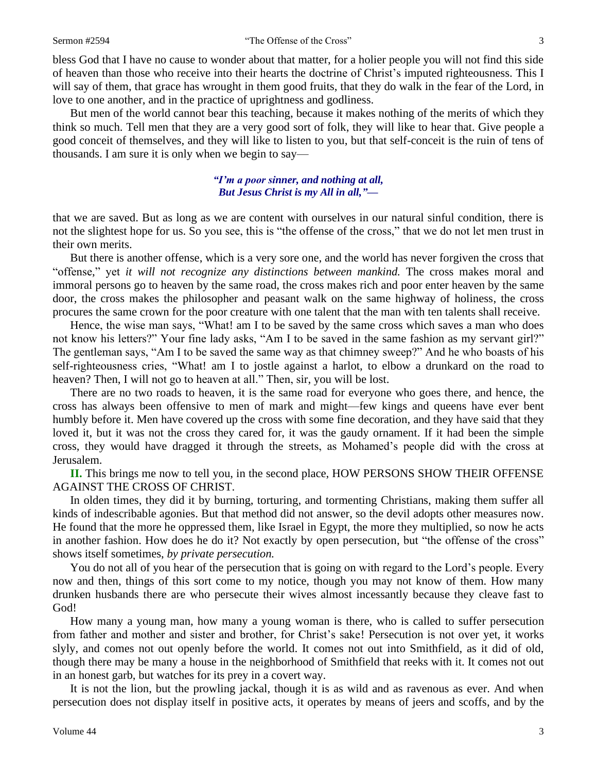bless God that I have no cause to wonder about that matter, for a holier people you will not find this side of heaven than those who receive into their hearts the doctrine of Christ's imputed righteousness. This I will say of them, that grace has wrought in them good fruits, that they do walk in the fear of the Lord, in love to one another, and in the practice of uprightness and godliness.

But men of the world cannot bear this teaching, because it makes nothing of the merits of which they think so much. Tell men that they are a very good sort of folk, they will like to hear that. Give people a good conceit of themselves, and they will like to listen to you, but that self-conceit is the ruin of tens of thousands. I am sure it is only when we begin to say—

> ***"I'm a poor sinner, and nothing at all,***
> ***But Jesus Christ is my All in all,"—***

that we are saved. But as long as we are content with ourselves in our natural sinful condition, there is not the slightest hope for us. So you see, this is "the offense of the cross," that we do not let men trust in their own merits.

But there is another offense, which is a very sore one, and the world has never forgiven the cross that "offense," yet *it will not recognize any distinctions between mankind.* The cross makes moral and immoral persons go to heaven by the same road, the cross makes rich and poor enter heaven by the same door, the cross makes the philosopher and peasant walk on the same highway of holiness, the cross procures the same crown for the poor creature with one talent that the man with ten talents shall receive.

Hence, the wise man says, "What! am I to be saved by the same cross which saves a man who does not know his letters?" Your fine lady asks, "Am I to be saved in the same fashion as my servant girl?" The gentleman says, "Am I to be saved the same way as that chimney sweep?" And he who boasts of his self-righteousness cries, "What! am I to jostle against a harlot, to elbow a drunkard on the road to heaven? Then, I will not go to heaven at all." Then, sir, you will be lost.

There are no two roads to heaven, it is the same road for everyone who goes there, and hence, the cross has always been offensive to men of mark and might—few kings and queens have ever bent humbly before it. Men have covered up the cross with some fine decoration, and they have said that they loved it, but it was not the cross they cared for, it was the gaudy ornament. If it had been the simple cross, they would have dragged it through the streets, as Mohamed's people did with the cross at Jerusalem.

**II.** This brings me now to tell you, in the second place, HOW PERSONS SHOW THEIR OFFENSE AGAINST THE CROSS OF CHRIST.

In olden times, they did it by burning, torturing, and tormenting Christians, making them suffer all kinds of indescribable agonies. But that method did not answer, so the devil adopts other measures now. He found that the more he oppressed them, like Israel in Egypt, the more they multiplied, so now he acts in another fashion. How does he do it? Not exactly by open persecution, but "the offense of the cross" shows itself sometimes, *by private persecution.*

You do not all of you hear of the persecution that is going on with regard to the Lord's people. Every now and then, things of this sort come to my notice, though you may not know of them. How many drunken husbands there are who persecute their wives almost incessantly because they cleave fast to God!

How many a young man, how many a young woman is there, who is called to suffer persecution from father and mother and sister and brother, for Christ's sake! Persecution is not over yet, it works slyly, and comes not out openly before the world. It comes not out into Smithfield, as it did of old, though there may be many a house in the neighborhood of Smithfield that reeks with it. It comes not out in an honest garb, but watches for its prey in a covert way.

It is not the lion, but the prowling jackal, though it is as wild and as ravenous as ever. And when persecution does not display itself in positive acts, it operates by means of jeers and scoffs, and by the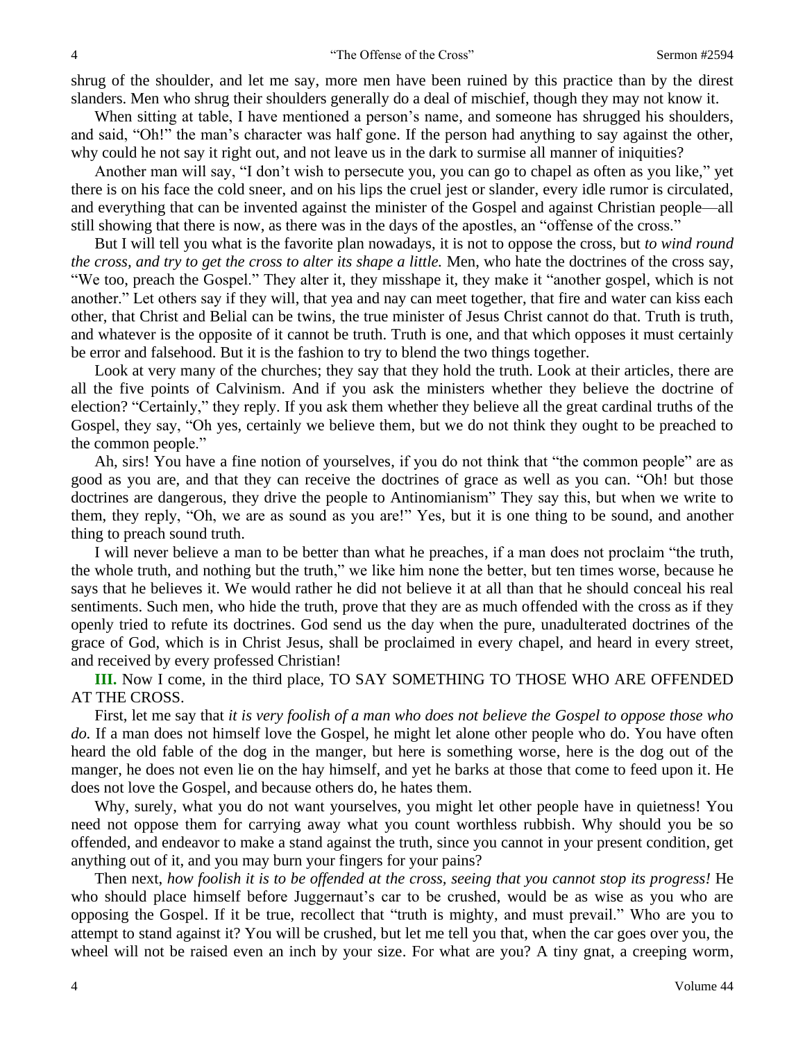shrug of the shoulder, and let me say, more men have been ruined by this practice than by the direst slanders. Men who shrug their shoulders generally do a deal of mischief, though they may not know it.

When sitting at table, I have mentioned a person's name, and someone has shrugged his shoulders, and said, "Oh!" the man's character was half gone. If the person had anything to say against the other, why could he not say it right out, and not leave us in the dark to surmise all manner of iniquities?

Another man will say, "I don't wish to persecute you, you can go to chapel as often as you like," yet there is on his face the cold sneer, and on his lips the cruel jest or slander, every idle rumor is circulated, and everything that can be invented against the minister of the Gospel and against Christian people—all still showing that there is now, as there was in the days of the apostles, an "offense of the cross."

But I will tell you what is the favorite plan nowadays, it is not to oppose the cross, but *to wind round the cross, and try to get the cross to alter its shape a little.* Men, who hate the doctrines of the cross say, "We too, preach the Gospel." They alter it, they misshape it, they make it "another gospel, which is not another." Let others say if they will, that yea and nay can meet together, that fire and water can kiss each other, that Christ and Belial can be twins, the true minister of Jesus Christ cannot do that. Truth is truth, and whatever is the opposite of it cannot be truth. Truth is one, and that which opposes it must certainly be error and falsehood. But it is the fashion to try to blend the two things together.

Look at very many of the churches; they say that they hold the truth. Look at their articles, there are all the five points of Calvinism. And if you ask the ministers whether they believe the doctrine of election? "Certainly," they reply. If you ask them whether they believe all the great cardinal truths of the Gospel, they say, "Oh yes, certainly we believe them, but we do not think they ought to be preached to the common people."

Ah, sirs! You have a fine notion of yourselves, if you do not think that "the common people" are as good as you are, and that they can receive the doctrines of grace as well as you can. "Oh! but those doctrines are dangerous, they drive the people to Antinomianism" They say this, but when we write to them, they reply, "Oh, we are as sound as you are!" Yes, but it is one thing to be sound, and another thing to preach sound truth.

I will never believe a man to be better than what he preaches, if a man does not proclaim "the truth, the whole truth, and nothing but the truth," we like him none the better, but ten times worse, because he says that he believes it. We would rather he did not believe it at all than that he should conceal his real sentiments. Such men, who hide the truth, prove that they are as much offended with the cross as if they openly tried to refute its doctrines. God send us the day when the pure, unadulterated doctrines of the grace of God, which is in Christ Jesus, shall be proclaimed in every chapel, and heard in every street, and received by every professed Christian!

**III.** Now I come, in the third place, TO SAY SOMETHING TO THOSE WHO ARE OFFENDED AT THE CROSS.

First, let me say that *it is very foolish of a man who does not believe the Gospel to oppose those who do.* If a man does not himself love the Gospel, he might let alone other people who do. You have often heard the old fable of the dog in the manger, but here is something worse, here is the dog out of the manger, he does not even lie on the hay himself, and yet he barks at those that come to feed upon it. He does not love the Gospel, and because others do, he hates them.

Why, surely, what you do not want yourselves, you might let other people have in quietness! You need not oppose them for carrying away what you count worthless rubbish. Why should you be so offended, and endeavor to make a stand against the truth, since you cannot in your present condition, get anything out of it, and you may burn your fingers for your pains?

Then next, *how foolish it is to be offended at the cross, seeing that you cannot stop its progress!* He who should place himself before Juggernaut's car to be crushed, would be as wise as you who are opposing the Gospel. If it be true, recollect that "truth is mighty, and must prevail." Who are you to attempt to stand against it? You will be crushed, but let me tell you that, when the car goes over you, the wheel will not be raised even an inch by your size. For what are you? A tiny gnat, a creeping worm,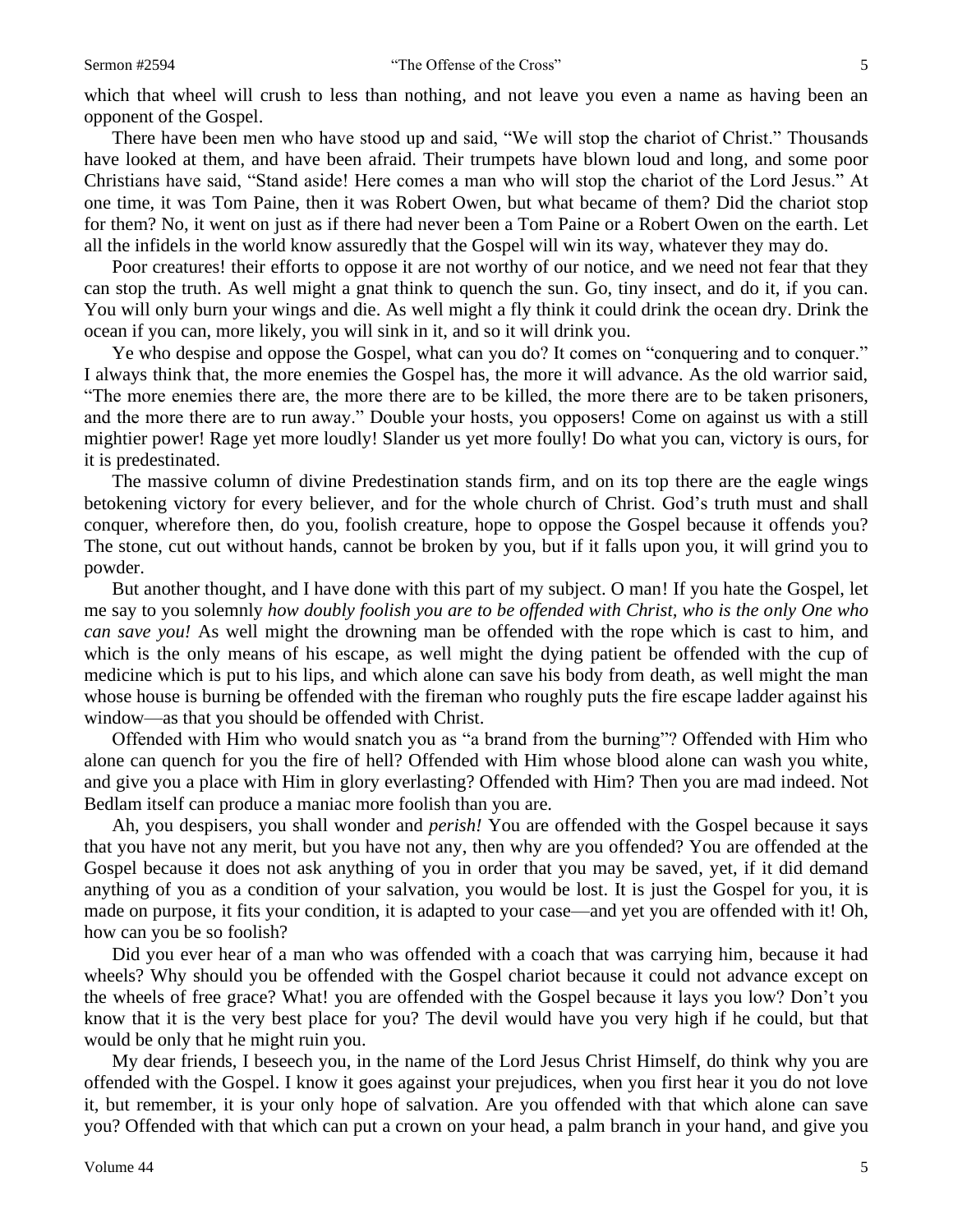which that wheel will crush to less than nothing, and not leave you even a name as having been an opponent of the Gospel.

There have been men who have stood up and said, "We will stop the chariot of Christ." Thousands have looked at them, and have been afraid. Their trumpets have blown loud and long, and some poor Christians have said, "Stand aside! Here comes a man who will stop the chariot of the Lord Jesus." At one time, it was Tom Paine, then it was Robert Owen, but what became of them? Did the chariot stop for them? No, it went on just as if there had never been a Tom Paine or a Robert Owen on the earth. Let all the infidels in the world know assuredly that the Gospel will win its way, whatever they may do.

Poor creatures! their efforts to oppose it are not worthy of our notice, and we need not fear that they can stop the truth. As well might a gnat think to quench the sun. Go, tiny insect, and do it, if you can. You will only burn your wings and die. As well might a fly think it could drink the ocean dry. Drink the ocean if you can, more likely, you will sink in it, and so it will drink you.

Ye who despise and oppose the Gospel, what can you do? It comes on "conquering and to conquer." I always think that, the more enemies the Gospel has, the more it will advance. As the old warrior said, "The more enemies there are, the more there are to be killed, the more there are to be taken prisoners, and the more there are to run away." Double your hosts, you opposers! Come on against us with a still mightier power! Rage yet more loudly! Slander us yet more foully! Do what you can, victory is ours, for it is predestinated.

The massive column of divine Predestination stands firm, and on its top there are the eagle wings betokening victory for every believer, and for the whole church of Christ. God's truth must and shall conquer, wherefore then, do you, foolish creature, hope to oppose the Gospel because it offends you? The stone, cut out without hands, cannot be broken by you, but if it falls upon you, it will grind you to powder.

But another thought, and I have done with this part of my subject. O man! If you hate the Gospel, let me say to you solemnly *how doubly foolish you are to be offended with Christ, who is the only One who can save you!* As well might the drowning man be offended with the rope which is cast to him, and which is the only means of his escape, as well might the dying patient be offended with the cup of medicine which is put to his lips, and which alone can save his body from death, as well might the man whose house is burning be offended with the fireman who roughly puts the fire escape ladder against his window—as that you should be offended with Christ.

Offended with Him who would snatch you as "a brand from the burning"? Offended with Him who alone can quench for you the fire of hell? Offended with Him whose blood alone can wash you white, and give you a place with Him in glory everlasting? Offended with Him? Then you are mad indeed. Not Bedlam itself can produce a maniac more foolish than you are.

Ah, you despisers, you shall wonder and *perish!* You are offended with the Gospel because it says that you have not any merit, but you have not any, then why are you offended? You are offended at the Gospel because it does not ask anything of you in order that you may be saved, yet, if it did demand anything of you as a condition of your salvation, you would be lost. It is just the Gospel for you, it is made on purpose, it fits your condition, it is adapted to your case—and yet you are offended with it! Oh, how can you be so foolish?

Did you ever hear of a man who was offended with a coach that was carrying him, because it had wheels? Why should you be offended with the Gospel chariot because it could not advance except on the wheels of free grace? What! you are offended with the Gospel because it lays you low? Don't you know that it is the very best place for you? The devil would have you very high if he could, but that would be only that he might ruin you.

My dear friends, I beseech you, in the name of the Lord Jesus Christ Himself, do think why you are offended with the Gospel. I know it goes against your prejudices, when you first hear it you do not love it, but remember, it is your only hope of salvation. Are you offended with that which alone can save you? Offended with that which can put a crown on your head, a palm branch in your hand, and give you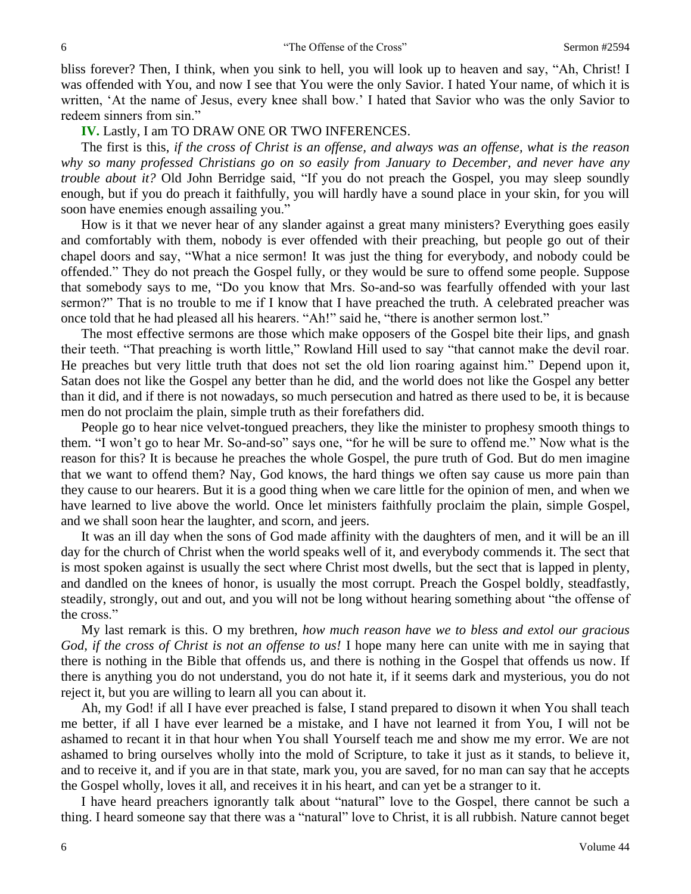bliss forever? Then, I think, when you sink to hell, you will look up to heaven and say, "Ah, Christ! I was offended with You, and now I see that You were the only Savior. I hated Your name, of which it is written, 'At the name of Jesus, every knee shall bow.' I hated that Savior who was the only Savior to redeem sinners from sin."

**IV.** Lastly, I am TO DRAW ONE OR TWO INFERENCES.

The first is this, *if the cross of Christ is an offense, and always was an offense, what is the reason why so many professed Christians go on so easily from January to December, and never have any trouble about it?* Old John Berridge said, "If you do not preach the Gospel, you may sleep soundly enough, but if you do preach it faithfully, you will hardly have a sound place in your skin, for you will soon have enemies enough assailing you."

How is it that we never hear of any slander against a great many ministers? Everything goes easily and comfortably with them, nobody is ever offended with their preaching, but people go out of their chapel doors and say, "What a nice sermon! It was just the thing for everybody, and nobody could be offended." They do not preach the Gospel fully, or they would be sure to offend some people. Suppose that somebody says to me, "Do you know that Mrs. So-and-so was fearfully offended with your last sermon?" That is no trouble to me if I know that I have preached the truth. A celebrated preacher was once told that he had pleased all his hearers. "Ah!" said he, "there is another sermon lost."

The most effective sermons are those which make opposers of the Gospel bite their lips, and gnash their teeth. "That preaching is worth little," Rowland Hill used to say "that cannot make the devil roar. He preaches but very little truth that does not set the old lion roaring against him." Depend upon it, Satan does not like the Gospel any better than he did, and the world does not like the Gospel any better than it did, and if there is not nowadays, so much persecution and hatred as there used to be, it is because men do not proclaim the plain, simple truth as their forefathers did.

People go to hear nice velvet-tongued preachers, they like the minister to prophesy smooth things to them. "I won't go to hear Mr. So-and-so" says one, "for he will be sure to offend me." Now what is the reason for this? It is because he preaches the whole Gospel, the pure truth of God. But do men imagine that we want to offend them? Nay, God knows, the hard things we often say cause us more pain than they cause to our hearers. But it is a good thing when we care little for the opinion of men, and when we have learned to live above the world. Once let ministers faithfully proclaim the plain, simple Gospel, and we shall soon hear the laughter, and scorn, and jeers.

It was an ill day when the sons of God made affinity with the daughters of men, and it will be an ill day for the church of Christ when the world speaks well of it, and everybody commends it. The sect that is most spoken against is usually the sect where Christ most dwells, but the sect that is lapped in plenty, and dandled on the knees of honor, is usually the most corrupt. Preach the Gospel boldly, steadfastly, steadily, strongly, out and out, and you will not be long without hearing something about "the offense of the cross."

My last remark is this. O my brethren, *how much reason have we to bless and extol our gracious God, if the cross of Christ is not an offense to us!* I hope many here can unite with me in saying that there is nothing in the Bible that offends us, and there is nothing in the Gospel that offends us now. If there is anything you do not understand, you do not hate it, if it seems dark and mysterious, you do not reject it, but you are willing to learn all you can about it.

Ah, my God! if all I have ever preached is false, I stand prepared to disown it when You shall teach me better, if all I have ever learned be a mistake, and I have not learned it from You, I will not be ashamed to recant it in that hour when You shall Yourself teach me and show me my error. We are not ashamed to bring ourselves wholly into the mold of Scripture, to take it just as it stands, to believe it, and to receive it, and if you are in that state, mark you, you are saved, for no man can say that he accepts the Gospel wholly, loves it all, and receives it in his heart, and can yet be a stranger to it.

I have heard preachers ignorantly talk about "natural" love to the Gospel, there cannot be such a thing. I heard someone say that there was a "natural" love to Christ, it is all rubbish. Nature cannot beget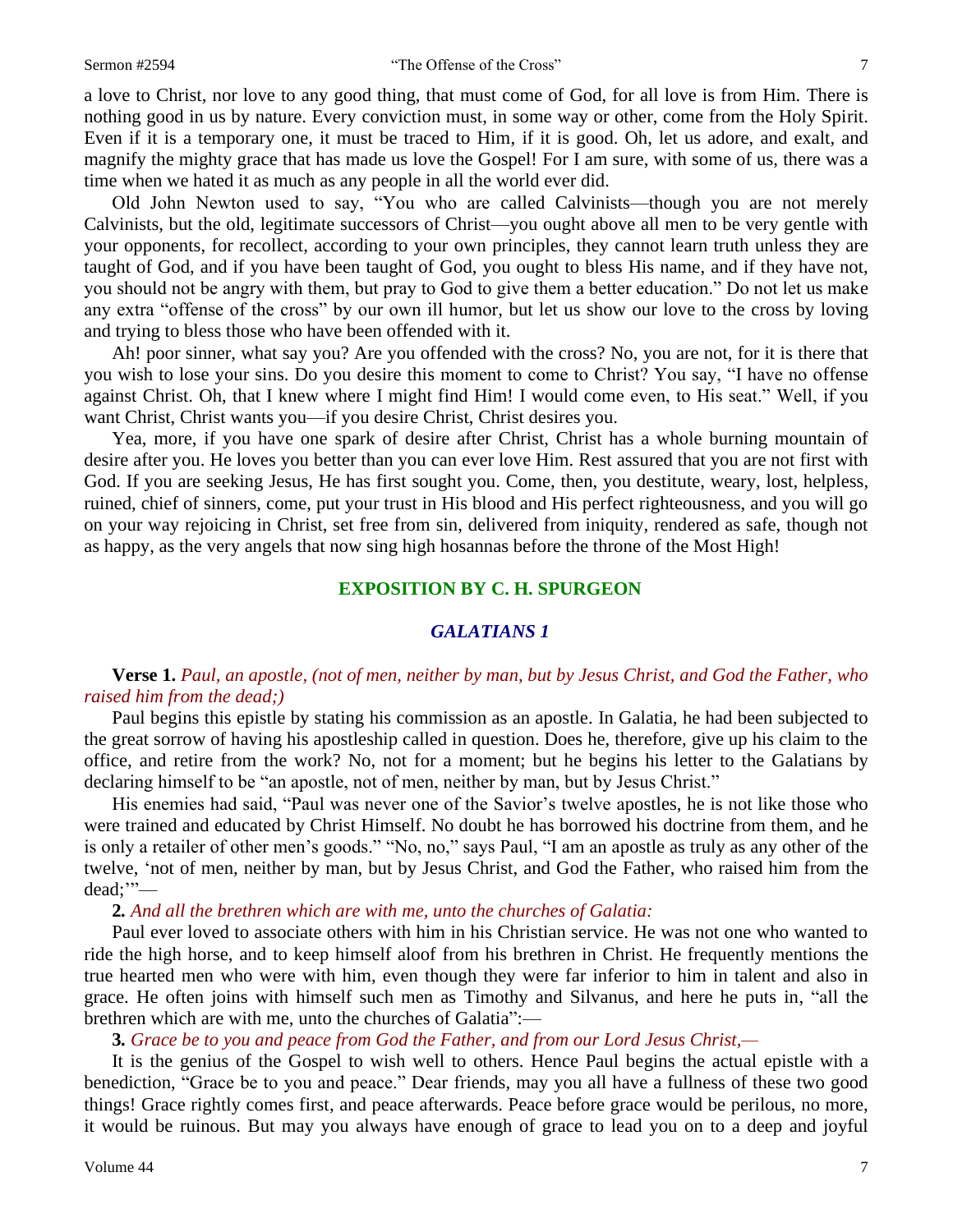a love to Christ, nor love to any good thing, that must come of God, for all love is from Him. There is nothing good in us by nature. Every conviction must, in some way or other, come from the Holy Spirit. Even if it is a temporary one, it must be traced to Him, if it is good. Oh, let us adore, and exalt, and magnify the mighty grace that has made us love the Gospel! For I am sure, with some of us, there was a time when we hated it as much as any people in all the world ever did.

Old John Newton used to say, "You who are called Calvinists—though you are not merely Calvinists, but the old, legitimate successors of Christ—you ought above all men to be very gentle with your opponents, for recollect, according to your own principles, they cannot learn truth unless they are taught of God, and if you have been taught of God, you ought to bless His name, and if they have not, you should not be angry with them, but pray to God to give them a better education." Do not let us make any extra "offense of the cross" by our own ill humor, but let us show our love to the cross by loving and trying to bless those who have been offended with it.

Ah! poor sinner, what say you? Are you offended with the cross? No, you are not, for it is there that you wish to lose your sins. Do you desire this moment to come to Christ? You say, "I have no offense against Christ. Oh, that I knew where I might find Him! I would come even, to His seat." Well, if you want Christ, Christ wants you—if you desire Christ, Christ desires you.

Yea, more, if you have one spark of desire after Christ, Christ has a whole burning mountain of desire after you. He loves you better than you can ever love Him. Rest assured that you are not first with God. If you are seeking Jesus, He has first sought you. Come, then, you destitute, weary, lost, helpless, ruined, chief of sinners, come, put your trust in His blood and His perfect righteousness, and you will go on your way rejoicing in Christ, set free from sin, delivered from iniquity, rendered as safe, though not as happy, as the very angels that now sing high hosannas before the throne of the Most High!

## EXPOSITION BY C. H. SPURGEON

### *GALATIANS 1*

**Verse 1.** *Paul, an apostle, (not of men, neither by man, but by Jesus Christ, and God the Father, who raised him from the dead;)*

Paul begins this epistle by stating his commission as an apostle. In Galatia, he had been subjected to the great sorrow of having his apostleship called in question. Does he, therefore, give up his claim to the office, and retire from the work? No, not for a moment; but he begins his letter to the Galatians by declaring himself to be "an apostle, not of men, neither by man, but by Jesus Christ."

His enemies had said, "Paul was never one of the Savior's twelve apostles, he is not like those who were trained and educated by Christ Himself. No doubt he has borrowed his doctrine from them, and he is only a retailer of other men's goods." "No, no," says Paul, "I am an apostle as truly as any other of the twelve, 'not of men, neither by man, but by Jesus Christ, and God the Father, who raised him from the dead;'"—

**2.** *And all the brethren which are with me, unto the churches of Galatia:*

Paul ever loved to associate others with him in his Christian service. He was not one who wanted to ride the high horse, and to keep himself aloof from his brethren in Christ. He frequently mentions the true hearted men who were with him, even though they were far inferior to him in talent and also in grace. He often joins with himself such men as Timothy and Silvanus, and here he puts in, "all the brethren which are with me, unto the churches of Galatia":—

**3.** *Grace be to you and peace from God the Father, and from our Lord Jesus Christ,—*

It is the genius of the Gospel to wish well to others. Hence Paul begins the actual epistle with a benediction, "Grace be to you and peace." Dear friends, may you all have a fullness of these two good things! Grace rightly comes first, and peace afterwards. Peace before grace would be perilous, no more, it would be ruinous. But may you always have enough of grace to lead you on to a deep and joyful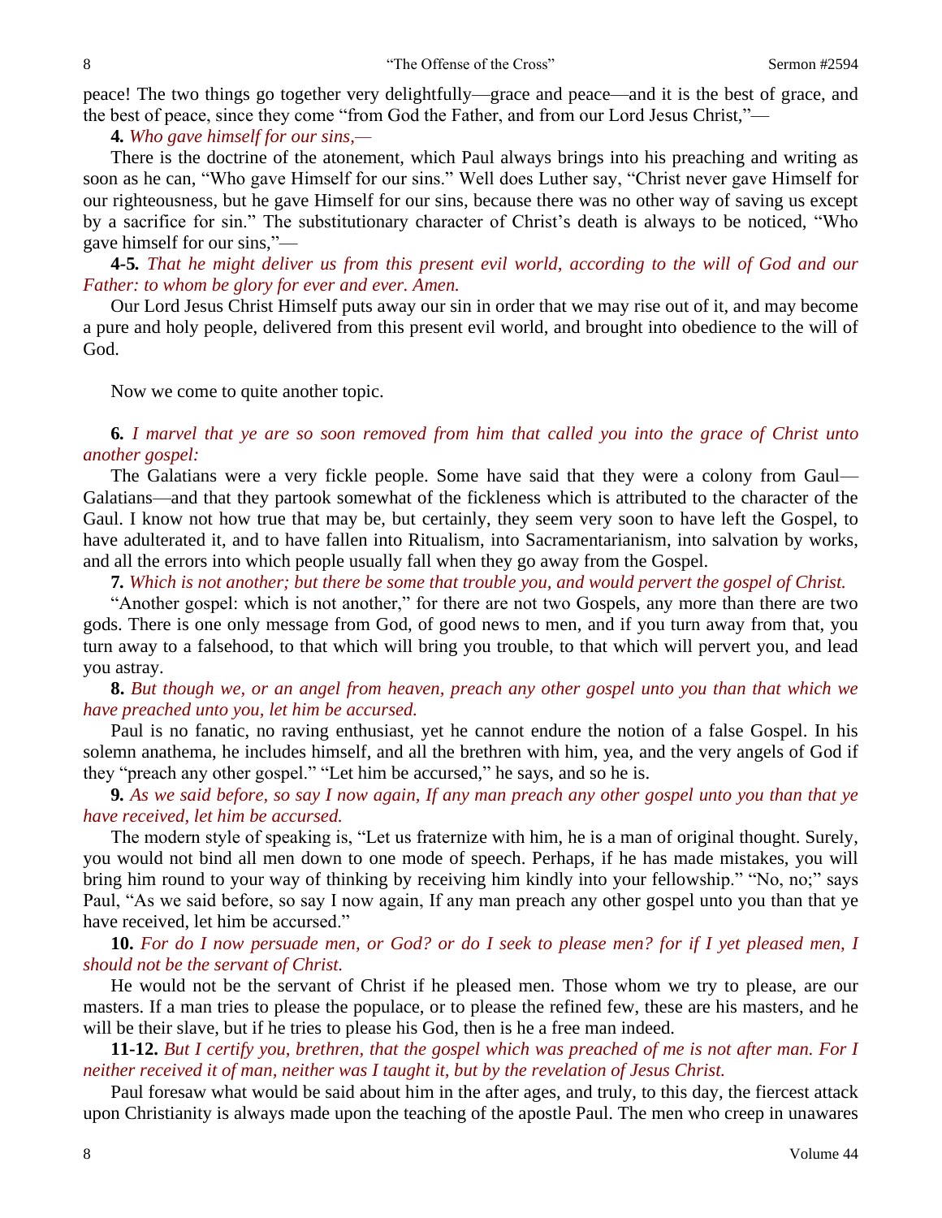peace! The two things go together very delightfully—grace and peace—and it is the best of grace, and the best of peace, since they come "from God the Father, and from our Lord Jesus Christ,"—

**4.** *Who gave himself for our sins,—*

There is the doctrine of the atonement, which Paul always brings into his preaching and writing as soon as he can, "Who gave Himself for our sins." Well does Luther say, "Christ never gave Himself for our righteousness, but he gave Himself for our sins, because there was no other way of saving us except by a sacrifice for sin." The substitutionary character of Christ's death is always to be noticed, "Who gave himself for our sins,"—

**4-5.** *That he might deliver us from this present evil world, according to the will of God and our Father: to whom be glory for ever and ever. Amen.*

Our Lord Jesus Christ Himself puts away our sin in order that we may rise out of it, and may become a pure and holy people, delivered from this present evil world, and brought into obedience to the will of God.

Now we come to quite another topic.

**6.** *I marvel that ye are so soon removed from him that called you into the grace of Christ unto another gospel:*

The Galatians were a very fickle people. Some have said that they were a colony from Gaul—Galatians—and that they partook somewhat of the fickleness which is attributed to the character of the Gaul. I know not how true that may be, but certainly, they seem very soon to have left the Gospel, to have adulterated it, and to have fallen into Ritualism, into Sacramentarianism, into salvation by works, and all the errors into which people usually fall when they go away from the Gospel.

**7.** *Which is not another; but there be some that trouble you, and would pervert the gospel of Christ.*

"Another gospel: which is not another," for there are not two Gospels, any more than there are two gods. There is one only message from God, of good news to men, and if you turn away from that, you turn away to a falsehood, to that which will bring you trouble, to that which will pervert you, and lead you astray.

**8.** *But though we, or an angel from heaven, preach any other gospel unto you than that which we have preached unto you, let him be accursed.*

Paul is no fanatic, no raving enthusiast, yet he cannot endure the notion of a false Gospel. In his solemn anathema, he includes himself, and all the brethren with him, yea, and the very angels of God if they "preach any other gospel." "Let him be accursed," he says, and so he is.

**9.** *As we said before, so say I now again, If any man preach any other gospel unto you than that ye have received, let him be accursed.*

The modern style of speaking is, "Let us fraternize with him, he is a man of original thought. Surely, you would not bind all men down to one mode of speech. Perhaps, if he has made mistakes, you will bring him round to your way of thinking by receiving him kindly into your fellowship." "No, no;" says Paul, "As we said before, so say I now again, If any man preach any other gospel unto you than that ye have received, let him be accursed."

**10.** *For do I now persuade men, or God? or do I seek to please men? for if I yet pleased men, I should not be the servant of Christ.*

He would not be the servant of Christ if he pleased men. Those whom we try to please, are our masters. If a man tries to please the populace, or to please the refined few, these are his masters, and he will be their slave, but if he tries to please his God, then is he a free man indeed.

**11-12.** *But I certify you, brethren, that the gospel which was preached of me is not after man. For I neither received it of man, neither was I taught it, but by the revelation of Jesus Christ.*

Paul foresaw what would be said about him in the after ages, and truly, to this day, the fiercest attack upon Christianity is always made upon the teaching of the apostle Paul. The men who creep in unawares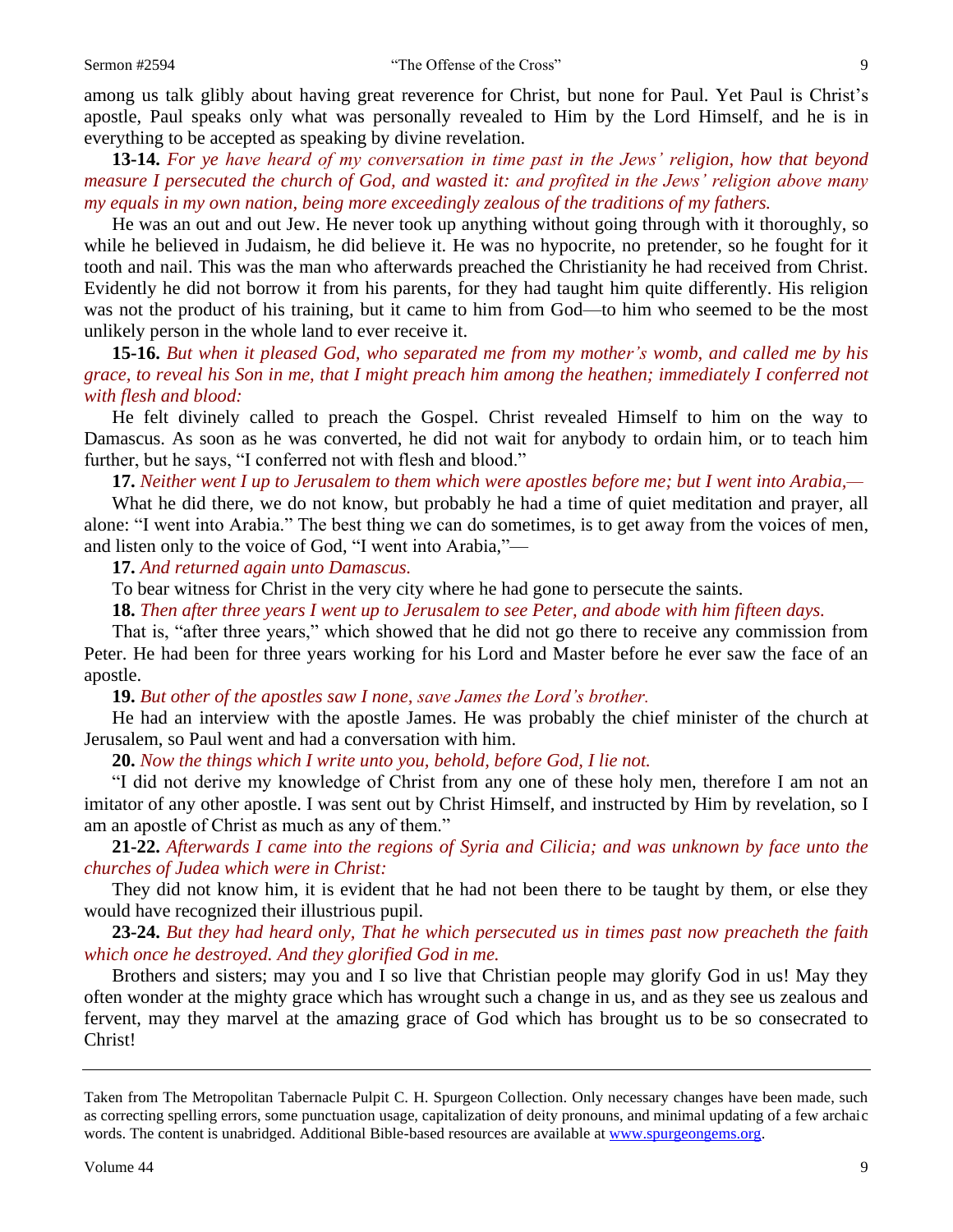among us talk glibly about having great reverence for Christ, but none for Paul. Yet Paul is Christ's apostle, Paul speaks only what was personally revealed to Him by the Lord Himself, and he is in everything to be accepted as speaking by divine revelation.

**13-14.** *For ye have heard of my conversation in time past in the Jews' religion, how that beyond measure I persecuted the church of God, and wasted it: and profited in the Jews' religion above many my equals in my own nation, being more exceedingly zealous of the traditions of my fathers.*

He was an out and out Jew. He never took up anything without going through with it thoroughly, so while he believed in Judaism, he did believe it. He was no hypocrite, no pretender, so he fought for it tooth and nail. This was the man who afterwards preached the Christianity he had received from Christ. Evidently he did not borrow it from his parents, for they had taught him quite differently. His religion was not the product of his training, but it came to him from God—to him who seemed to be the most unlikely person in the whole land to ever receive it.

**15-16.** *But when it pleased God, who separated me from my mother's womb, and called me by his grace, to reveal his Son in me, that I might preach him among the heathen; immediately I conferred not with flesh and blood:*

He felt divinely called to preach the Gospel. Christ revealed Himself to him on the way to Damascus. As soon as he was converted, he did not wait for anybody to ordain him, or to teach him further, but he says, "I conferred not with flesh and blood."

**17.** *Neither went I up to Jerusalem to them which were apostles before me; but I went into Arabia,—*

What he did there, we do not know, but probably he had a time of quiet meditation and prayer, all alone: "I went into Arabia." The best thing we can do sometimes, is to get away from the voices of men, and listen only to the voice of God, "I went into Arabia,"—

**17.** *And returned again unto Damascus.*

To bear witness for Christ in the very city where he had gone to persecute the saints.

**18.** *Then after three years I went up to Jerusalem to see Peter, and abode with him fifteen days.*

That is, "after three years," which showed that he did not go there to receive any commission from Peter. He had been for three years working for his Lord and Master before he ever saw the face of an apostle.

**19.** *But other of the apostles saw I none, save James the Lord's brother.*

He had an interview with the apostle James. He was probably the chief minister of the church at Jerusalem, so Paul went and had a conversation with him.

**20.** *Now the things which I write unto you, behold, before God, I lie not.*

"I did not derive my knowledge of Christ from any one of these holy men, therefore I am not an imitator of any other apostle. I was sent out by Christ Himself, and instructed by Him by revelation, so I am an apostle of Christ as much as any of them."

**21-22.** *Afterwards I came into the regions of Syria and Cilicia; and was unknown by face unto the churches of Judea which were in Christ:*

They did not know him, it is evident that he had not been there to be taught by them, or else they would have recognized their illustrious pupil.

**23-24.** *But they had heard only, That he which persecuted us in times past now preacheth the faith which once he destroyed. And they glorified God in me.*

Brothers and sisters; may you and I so live that Christian people may glorify God in us! May they often wonder at the mighty grace which has wrought such a change in us, and as they see us zealous and fervent, may they marvel at the amazing grace of God which has brought us to be so consecrated to Christ!

---

Taken from The Metropolitan Tabernacle Pulpit C. H. Spurgeon Collection. Only necessary changes have been made, such as correcting spelling errors, some punctuation usage, capitalization of deity pronouns, and minimal updating of a few archaic words. The content is unabridged. Additional Bible-based resources are available at www.spurgeongems.org.